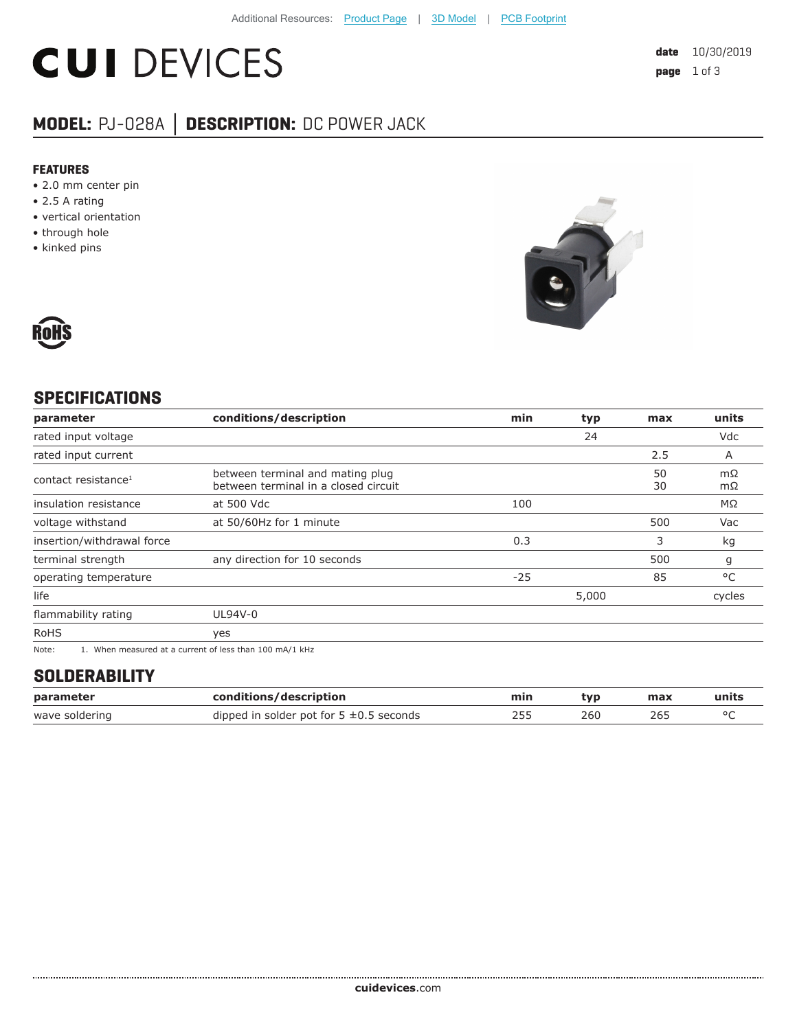Additional Resources: Product Page | 3D Model | PCB Footprint

# CUI DEVICES

**date** 10/30/2019

## MODEL: PJ-028A │ DESCRIPTION: DC POWER JACK

### FEATURES

- 2.0 mm center pin
- 2.5 A rating
- vertical orientation
- through hole
- kinked pins

## SPECIFICATIONS

| parameter | conditions/description | min | typ | max | units |
|---|---|---|---|---|---|
| rated input voltage | | | 24 | | Vdc |
| rated input current | | | | 2.5 | A |
| contact resistance[1] | between terminal and mating plug<br>between terminal in a closed circuit | | | 50<br>30 | mΩ<br>mΩ |
| insulation resistance | at 500 Vdc | 100 | | | MΩ |
| voltage withstand | at 50/60Hz for 1 minute | | | 500 | Vac |
| insertion/withdrawal force | | 0.3 | | 3 | kg |
| terminal strength | any direction for 10 seconds | | | 500 | g |
| operating temperature | | -25 | | 85 | °C |
| life | | | 5,000 | | cycles |
| flammability rating | UL94V-0 | | | | |
| RoHS | yes | | | | |

Note: 1. When measured at a current of less than 100 mA/1 kHz

## SOLDERABILITY

| parameter | conditions/description | min | typ | max | units |
|---|---|---|---|---|---|
| wave soldering | dipped in solder pot for 5 ±0.5 seconds | 255 | 260 | 265 | °C |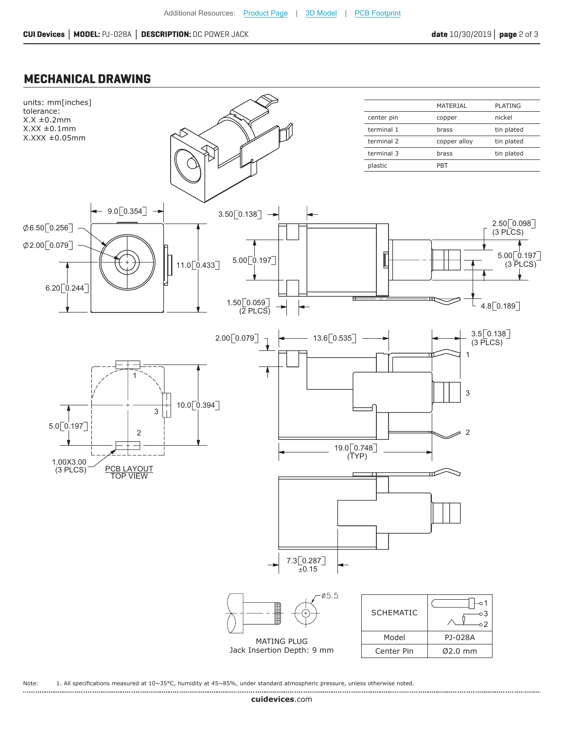Additional Resources: Product Page | 3D Model | PCB Footprint

## MECHANICAL DRAWING

units: mm[inches]
tolerance:
X.X ±0.2mm
X.XX ±0.1mm
X.XXX ±0.05mm

| | MATERIAL | PLATING |
|---|---|---|
| center pin | copper | nickel |
| terminal 1 | brass | tin plated |
| terminal 2 | copper alloy | tin plated |
| terminal 3 | brass | tin plated |
| plastic | PBT | |

9.0[0.354]
Ø6.50[0.256]
Ø2.00[0.079]
11.0[0.433]
6.20[0.244]

3.50[0.138]
5.00[0.197]
1.50[0.059] (2 PLCS)
2.50[0.098] (3 PLCS)
5.00[0.197] (3 PLCS)
4.8[0.189]

2.00[0.079]
13.6[0.535]
3.5[0.138] (3 PLCS)
19.0[0.748] (TYP)

10.0[0.394]
5.0[0.197]
1.00X3.00 (3 PLCS)
PCB LAYOUT
TOP VIEW

7.3[0.287] ±0.15

Ø5.5
MATING PLUG
Jack Insertion Depth: 9 mm

| SCHEMATIC | |
|---|---|
| Model | PJ-028A |
| Center Pin | Ø2.0 mm |

Note: 1. All specifications measured at 10~35°C, humidity at 45~85%, under standard atmospheric pressure, unless otherwise noted.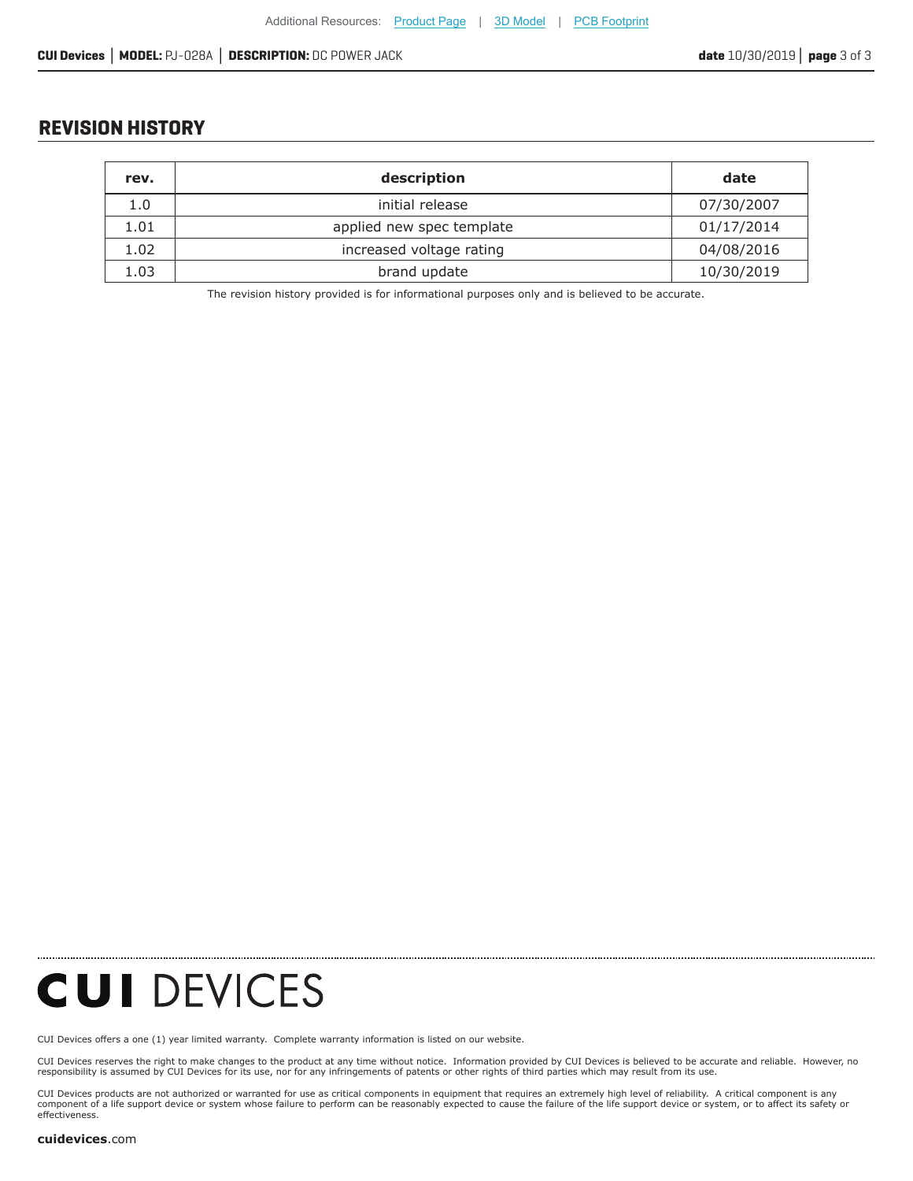## REVISION HISTORY

| rev. | description | date |
| --- | --- | --- |
| 1.0 | initial release | 07/30/2007 |
| 1.01 | applied new spec template | 01/17/2014 |
| 1.02 | increased voltage rating | 04/08/2016 |
| 1.03 | brand update | 10/30/2019 |

The revision history provided is for informational purposes only and is believed to be accurate.

**CUI DEVICES**

CUI Devices offers a one (1) year limited warranty. Complete warranty information is listed on our website.

CUI Devices reserves the right to make changes to the product at any time without notice. Information provided by CUI Devices is believed to be accurate and reliable. However, no responsibility is assumed by CUI Devices for its use, nor for any infringements of patents or other rights of third parties which may result from its use.

CUI Devices products are not authorized or warranted for use as critical components in equipment that requires an extremely high level of reliability. A critical component is any component of a life support device or system whose failure to perform can be reasonably expected to cause the failure of the life support device or system, or to affect its safety or effectiveness.

**cuidevices**.com